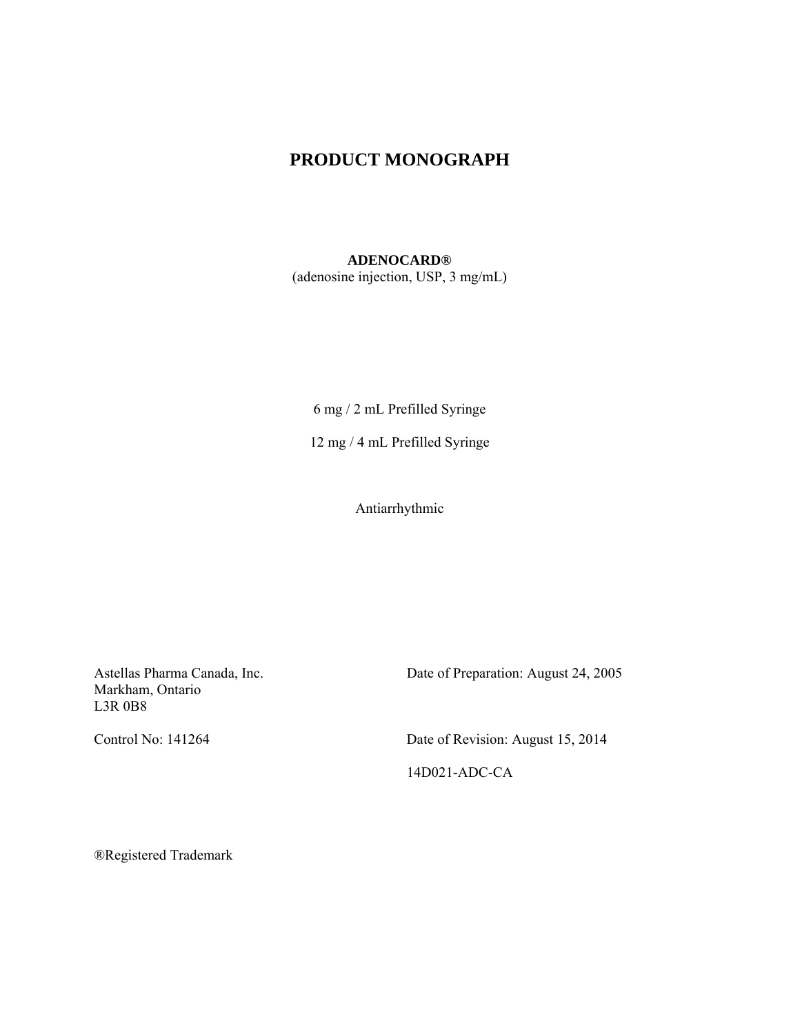# PRODUCT MONOGRAPH

**ADENOCARD®**
(adenosine injection, USP, 3 mg/mL)

6 mg / 2 mL Prefilled Syringe

12 mg / 4 mL Prefilled Syringe

Antiarrhythmic

Astellas Pharma Canada, Inc.
Markham, Ontario
L3R 0B8

Date of Preparation: August 24, 2005

Control No: 141264

Date of Revision: August 15, 2014

14D021-ADC-CA

®Registered Trademark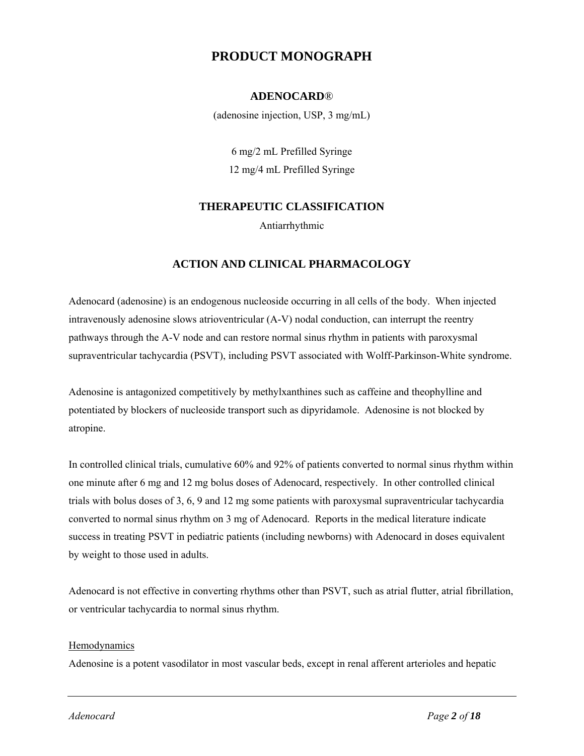# PRODUCT MONOGRAPH

## ADENOCARD®

(adenosine injection, USP, 3 mg/mL)

6 mg/2 mL Prefilled Syringe
12 mg/4 mL Prefilled Syringe

## THERAPEUTIC CLASSIFICATION

Antiarrhythmic

## ACTION AND CLINICAL PHARMACOLOGY

Adenocard (adenosine) is an endogenous nucleoside occurring in all cells of the body. When injected intravenously adenosine slows atrioventricular (A-V) nodal conduction, can interrupt the reentry pathways through the A-V node and can restore normal sinus rhythm in patients with paroxysmal supraventricular tachycardia (PSVT), including PSVT associated with Wolff-Parkinson-White syndrome.

Adenosine is antagonized competitively by methylxanthines such as caffeine and theophylline and potentiated by blockers of nucleoside transport such as dipyridamole. Adenosine is not blocked by atropine.

In controlled clinical trials, cumulative 60% and 92% of patients converted to normal sinus rhythm within one minute after 6 mg and 12 mg bolus doses of Adenocard, respectively. In other controlled clinical trials with bolus doses of 3, 6, 9 and 12 mg some patients with paroxysmal supraventricular tachycardia converted to normal sinus rhythm on 3 mg of Adenocard. Reports in the medical literature indicate success in treating PSVT in pediatric patients (including newborns) with Adenocard in doses equivalent by weight to those used in adults.

Adenocard is not effective in converting rhythms other than PSVT, such as atrial flutter, atrial fibrillation, or ventricular tachycardia to normal sinus rhythm.

Hemodynamics

Adenosine is a potent vasodilator in most vascular beds, except in renal afferent arterioles and hepatic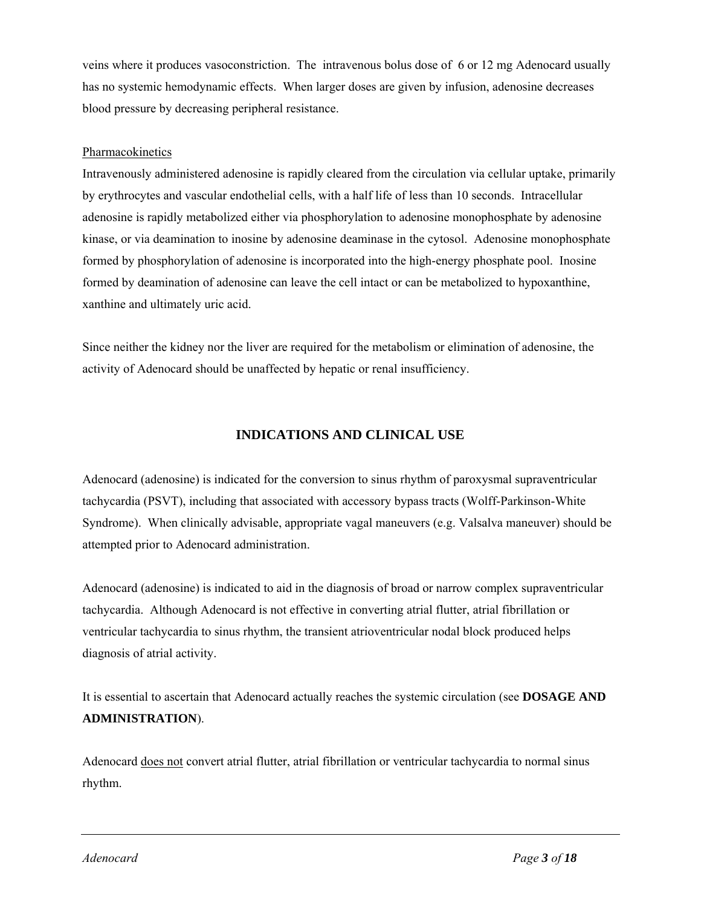veins where it produces vasoconstriction. The intravenous bolus dose of 6 or 12 mg Adenocard usually has no systemic hemodynamic effects. When larger doses are given by infusion, adenosine decreases blood pressure by decreasing peripheral resistance.

Pharmacokinetics

Intravenously administered adenosine is rapidly cleared from the circulation via cellular uptake, primarily by erythrocytes and vascular endothelial cells, with a half life of less than 10 seconds. Intracellular adenosine is rapidly metabolized either via phosphorylation to adenosine monophosphate by adenosine kinase, or via deamination to inosine by adenosine deaminase in the cytosol. Adenosine monophosphate formed by phosphorylation of adenosine is incorporated into the high-energy phosphate pool. Inosine formed by deamination of adenosine can leave the cell intact or can be metabolized to hypoxanthine, xanthine and ultimately uric acid.

Since neither the kidney nor the liver are required for the metabolism or elimination of adenosine, the activity of Adenocard should be unaffected by hepatic or renal insufficiency.

## INDICATIONS AND CLINICAL USE

Adenocard (adenosine) is indicated for the conversion to sinus rhythm of paroxysmal supraventricular tachycardia (PSVT), including that associated with accessory bypass tracts (Wolff-Parkinson-White Syndrome). When clinically advisable, appropriate vagal maneuvers (e.g. Valsalva maneuver) should be attempted prior to Adenocard administration.

Adenocard (adenosine) is indicated to aid in the diagnosis of broad or narrow complex supraventricular tachycardia. Although Adenocard is not effective in converting atrial flutter, atrial fibrillation or ventricular tachycardia to sinus rhythm, the transient atrioventricular nodal block produced helps diagnosis of atrial activity.

It is essential to ascertain that Adenocard actually reaches the systemic circulation (see **DOSAGE AND ADMINISTRATION**).

Adenocard does not convert atrial flutter, atrial fibrillation or ventricular tachycardia to normal sinus rhythm.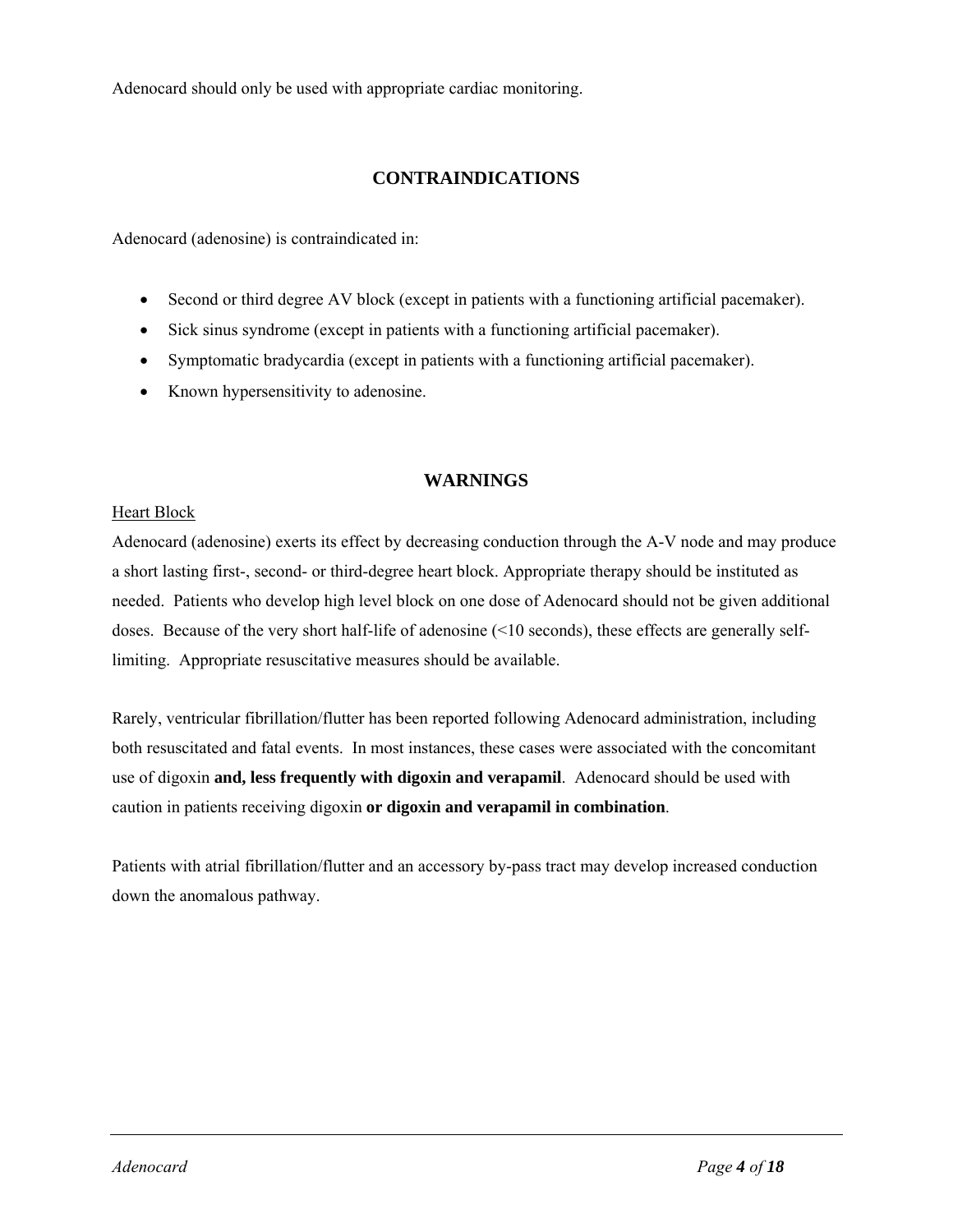Adenocard should only be used with appropriate cardiac monitoring.

## CONTRAINDICATIONS

Adenocard (adenosine) is contraindicated in:

- Second or third degree AV block (except in patients with a functioning artificial pacemaker).
- Sick sinus syndrome (except in patients with a functioning artificial pacemaker).
- Symptomatic bradycardia (except in patients with a functioning artificial pacemaker).
- Known hypersensitivity to adenosine.

## WARNINGS

<u>Heart Block</u>

Adenocard (adenosine) exerts its effect by decreasing conduction through the A-V node and may produce a short lasting first-, second- or third-degree heart block. Appropriate therapy should be instituted as needed. Patients who develop high level block on one dose of Adenocard should not be given additional doses. Because of the very short half-life of adenosine (<10 seconds), these effects are generally self-limiting. Appropriate resuscitative measures should be available.

Rarely, ventricular fibrillation/flutter has been reported following Adenocard administration, including both resuscitated and fatal events. In most instances, these cases were associated with the concomitant use of digoxin **and, less frequently with digoxin and verapamil**. Adenocard should be used with caution in patients receiving digoxin **or digoxin and verapamil in combination**.

Patients with atrial fibrillation/flutter and an accessory by-pass tract may develop increased conduction down the anomalous pathway.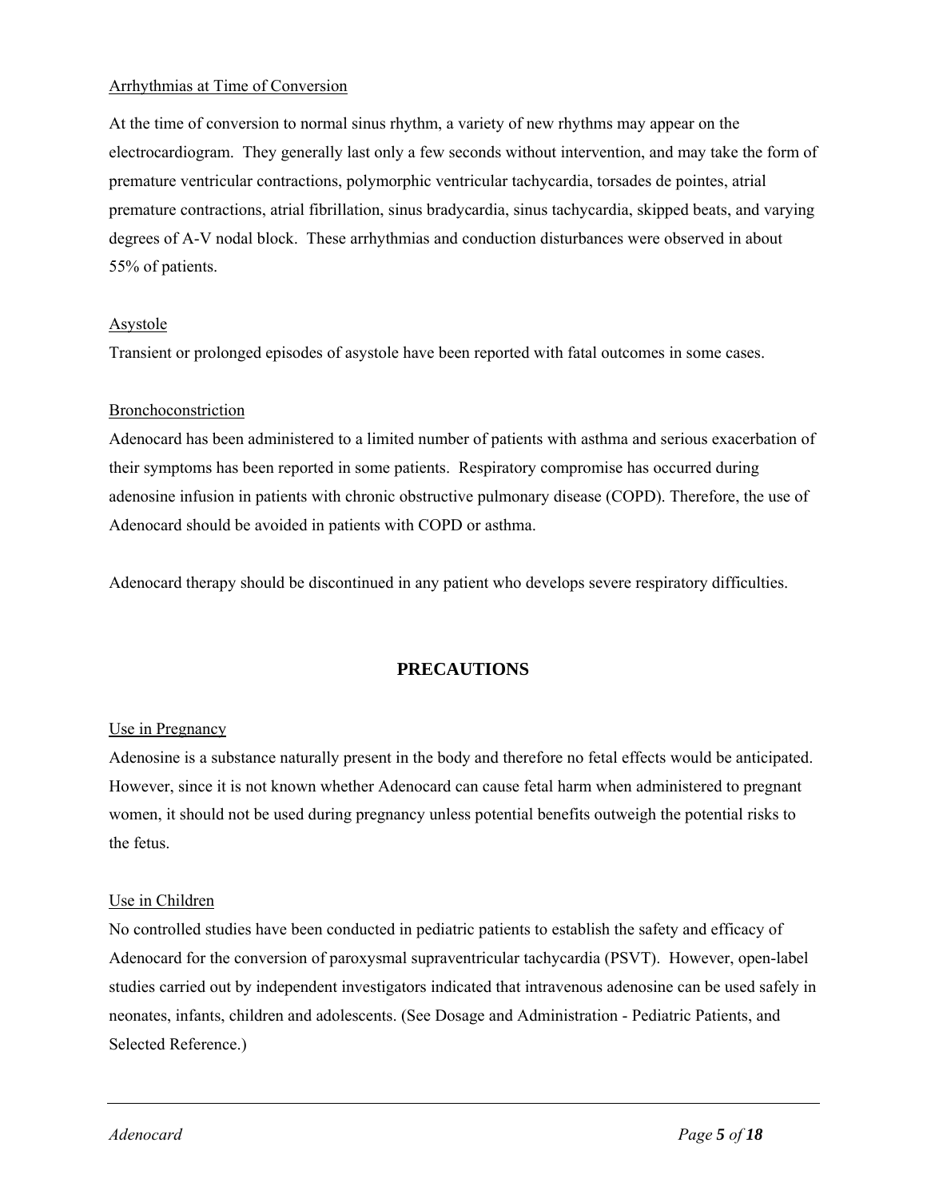Arrhythmias at Time of Conversion

At the time of conversion to normal sinus rhythm, a variety of new rhythms may appear on the electrocardiogram. They generally last only a few seconds without intervention, and may take the form of premature ventricular contractions, polymorphic ventricular tachycardia, torsades de pointes, atrial premature contractions, atrial fibrillation, sinus bradycardia, sinus tachycardia, skipped beats, and varying degrees of A-V nodal block. These arrhythmias and conduction disturbances were observed in about 55% of patients.

Asystole

Transient or prolonged episodes of asystole have been reported with fatal outcomes in some cases.

Bronchoconstriction

Adenocard has been administered to a limited number of patients with asthma and serious exacerbation of their symptoms has been reported in some patients. Respiratory compromise has occurred during adenosine infusion in patients with chronic obstructive pulmonary disease (COPD). Therefore, the use of Adenocard should be avoided in patients with COPD or asthma.

Adenocard therapy should be discontinued in any patient who develops severe respiratory difficulties.

## PRECAUTIONS

Use in Pregnancy

Adenosine is a substance naturally present in the body and therefore no fetal effects would be anticipated. However, since it is not known whether Adenocard can cause fetal harm when administered to pregnant women, it should not be used during pregnancy unless potential benefits outweigh the potential risks to the fetus.

Use in Children

No controlled studies have been conducted in pediatric patients to establish the safety and efficacy of Adenocard for the conversion of paroxysmal supraventricular tachycardia (PSVT). However, open-label studies carried out by independent investigators indicated that intravenous adenosine can be used safely in neonates, infants, children and adolescents. (See Dosage and Administration - Pediatric Patients, and Selected Reference.)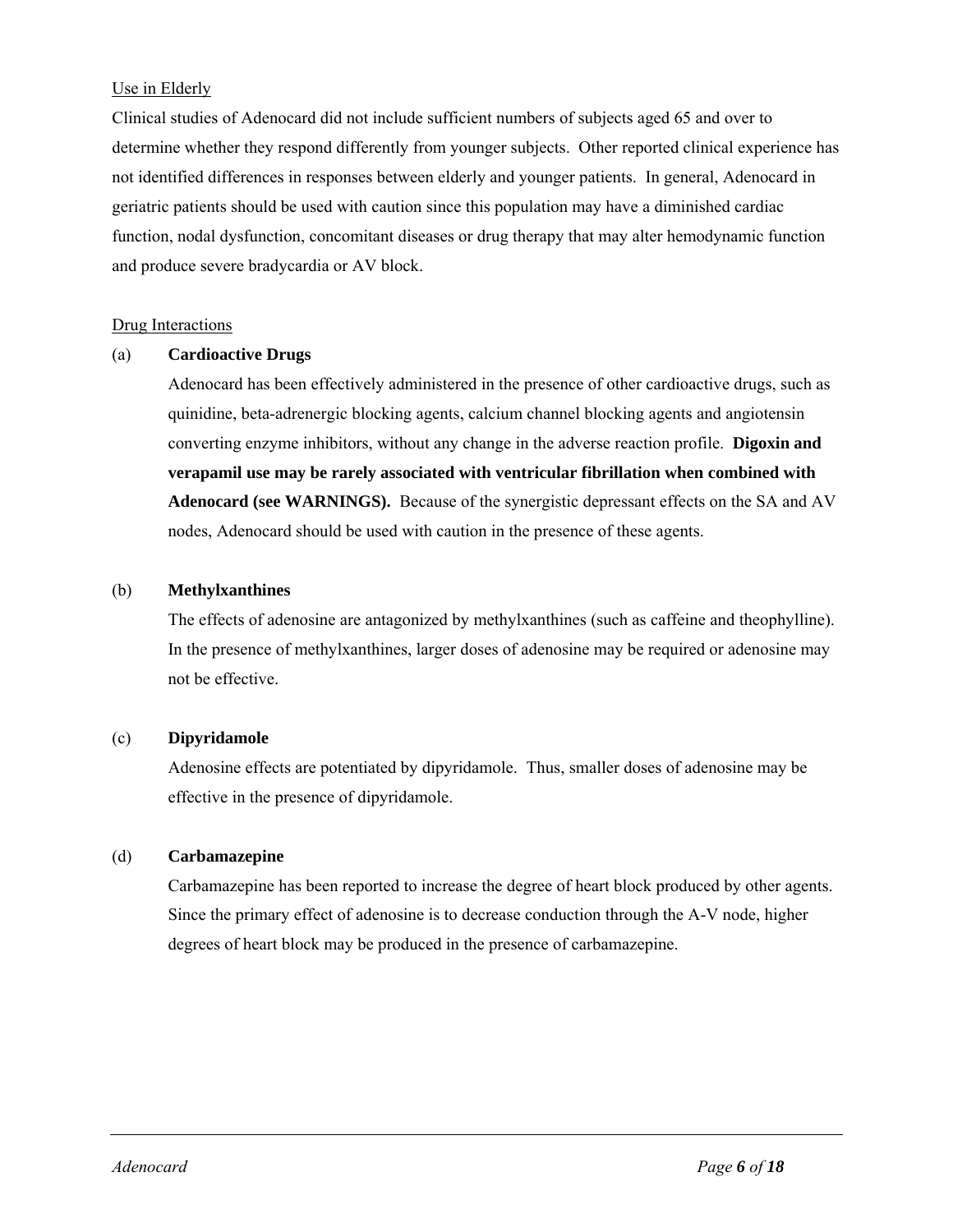Use in Elderly

Clinical studies of Adenocard did not include sufficient numbers of subjects aged 65 and over to determine whether they respond differently from younger subjects. Other reported clinical experience has not identified differences in responses between elderly and younger patients. In general, Adenocard in geriatric patients should be used with caution since this population may have a diminished cardiac function, nodal dysfunction, concomitant diseases or drug therapy that may alter hemodynamic function and produce severe bradycardia or AV block.

Drug Interactions

(a) **Cardioactive Drugs**

Adenocard has been effectively administered in the presence of other cardioactive drugs, such as quinidine, beta-adrenergic blocking agents, calcium channel blocking agents and angiotensin converting enzyme inhibitors, without any change in the adverse reaction profile. **Digoxin and verapamil use may be rarely associated with ventricular fibrillation when combined with Adenocard (see WARNINGS).** Because of the synergistic depressant effects on the SA and AV nodes, Adenocard should be used with caution in the presence of these agents.

(b) **Methylxanthines**

The effects of adenosine are antagonized by methylxanthines (such as caffeine and theophylline). In the presence of methylxanthines, larger doses of adenosine may be required or adenosine may not be effective.

(c) **Dipyridamole**

Adenosine effects are potentiated by dipyridamole. Thus, smaller doses of adenosine may be effective in the presence of dipyridamole.

(d) **Carbamazepine**

Carbamazepine has been reported to increase the degree of heart block produced by other agents. Since the primary effect of adenosine is to decrease conduction through the A-V node, higher degrees of heart block may be produced in the presence of carbamazepine.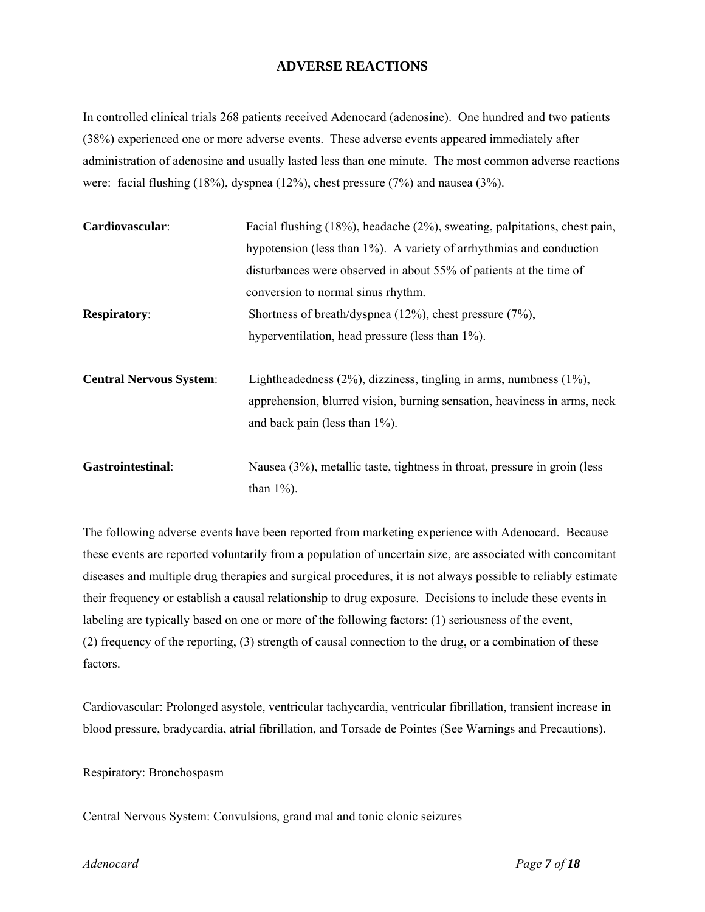## ADVERSE REACTIONS

In controlled clinical trials 268 patients received Adenocard (adenosine). One hundred and two patients (38%) experienced one or more adverse events. These adverse events appeared immediately after administration of adenosine and usually lasted less than one minute. The most common adverse reactions were: facial flushing (18%), dyspnea (12%), chest pressure (7%) and nausea (3%).

**Cardiovascular**: Facial flushing (18%), headache (2%), sweating, palpitations, chest pain, hypotension (less than 1%). A variety of arrhythmias and conduction disturbances were observed in about 55% of patients at the time of conversion to normal sinus rhythm.

**Respiratory**: Shortness of breath/dyspnea (12%), chest pressure (7%), hyperventilation, head pressure (less than 1%).

**Central Nervous System**: Lightheadedness (2%), dizziness, tingling in arms, numbness (1%), apprehension, blurred vision, burning sensation, heaviness in arms, neck and back pain (less than 1%).

**Gastrointestinal**: Nausea (3%), metallic taste, tightness in throat, pressure in groin (less than 1%).

The following adverse events have been reported from marketing experience with Adenocard. Because these events are reported voluntarily from a population of uncertain size, are associated with concomitant diseases and multiple drug therapies and surgical procedures, it is not always possible to reliably estimate their frequency or establish a causal relationship to drug exposure. Decisions to include these events in labeling are typically based on one or more of the following factors: (1) seriousness of the event, (2) frequency of the reporting, (3) strength of causal connection to the drug, or a combination of these factors.

Cardiovascular: Prolonged asystole, ventricular tachycardia, ventricular fibrillation, transient increase in blood pressure, bradycardia, atrial fibrillation, and Torsade de Pointes (See Warnings and Precautions).

Respiratory: Bronchospasm

Central Nervous System: Convulsions, grand mal and tonic clonic seizures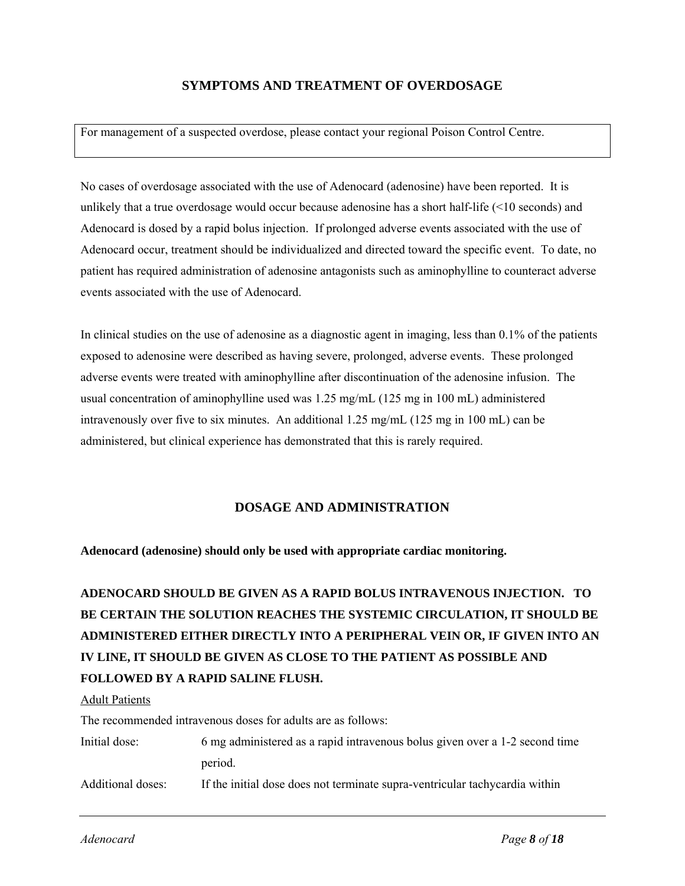## SYMPTOMS AND TREATMENT OF OVERDOSAGE

| For management of a suspected overdose, please contact your regional Poison Control Centre. |
| --- |

No cases of overdosage associated with the use of Adenocard (adenosine) have been reported. It is unlikely that a true overdosage would occur because adenosine has a short half-life (<10 seconds) and Adenocard is dosed by a rapid bolus injection. If prolonged adverse events associated with the use of Adenocard occur, treatment should be individualized and directed toward the specific event. To date, no patient has required administration of adenosine antagonists such as aminophylline to counteract adverse events associated with the use of Adenocard.

In clinical studies on the use of adenosine as a diagnostic agent in imaging, less than 0.1% of the patients exposed to adenosine were described as having severe, prolonged, adverse events. These prolonged adverse events were treated with aminophylline after discontinuation of the adenosine infusion. The usual concentration of aminophylline used was 1.25 mg/mL (125 mg in 100 mL) administered intravenously over five to six minutes. An additional 1.25 mg/mL (125 mg in 100 mL) can be administered, but clinical experience has demonstrated that this is rarely required.

## DOSAGE AND ADMINISTRATION

**Adenocard (adenosine) should only be used with appropriate cardiac monitoring.**

**ADENOCARD SHOULD BE GIVEN AS A RAPID BOLUS INTRAVENOUS INJECTION. TO BE CERTAIN THE SOLUTION REACHES THE SYSTEMIC CIRCULATION, IT SHOULD BE ADMINISTERED EITHER DIRECTLY INTO A PERIPHERAL VEIN OR, IF GIVEN INTO AN IV LINE, IT SHOULD BE GIVEN AS CLOSE TO THE PATIENT AS POSSIBLE AND FOLLOWED BY A RAPID SALINE FLUSH.**

Adult Patients

The recommended intravenous doses for adults are as follows:

Initial dose: 6 mg administered as a rapid intravenous bolus given over a 1-2 second time period.

Additional doses: If the initial dose does not terminate supra-ventricular tachycardia within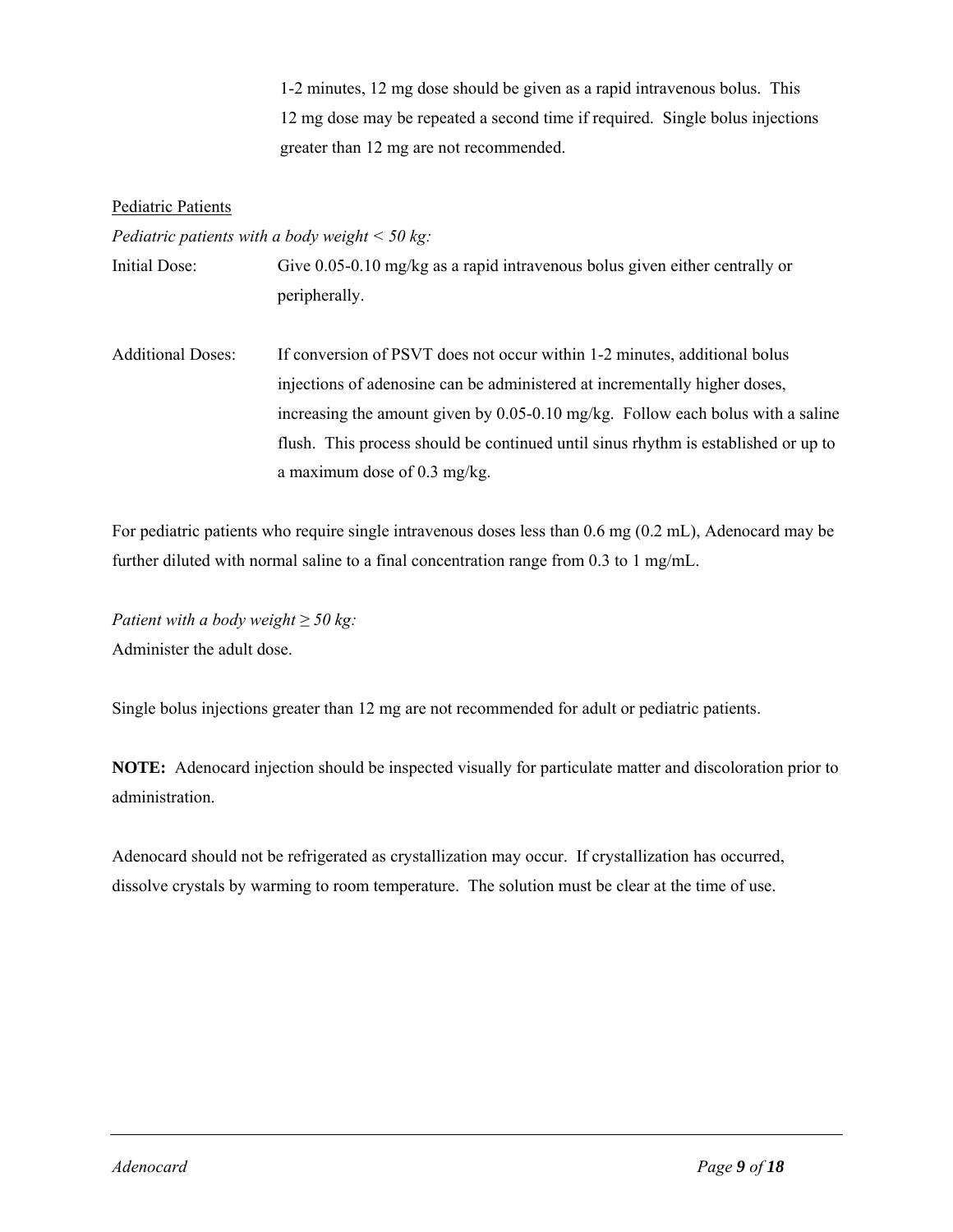1-2 minutes, 12 mg dose should be given as a rapid intravenous bolus. This 12 mg dose may be repeated a second time if required. Single bolus injections greater than 12 mg are not recommended.

<u>Pediatric Patients</u>

*Pediatric patients with a body weight < 50 kg:*

Initial Dose: Give 0.05-0.10 mg/kg as a rapid intravenous bolus given either centrally or peripherally.

Additional Doses: If conversion of PSVT does not occur within 1-2 minutes, additional bolus injections of adenosine can be administered at incrementally higher doses, increasing the amount given by 0.05-0.10 mg/kg. Follow each bolus with a saline flush. This process should be continued until sinus rhythm is established or up to a maximum dose of 0.3 mg/kg.

For pediatric patients who require single intravenous doses less than 0.6 mg (0.2 mL), Adenocard may be further diluted with normal saline to a final concentration range from 0.3 to 1 mg/mL.

*Patient with a body weight ≥ 50 kg:*

Administer the adult dose.

Single bolus injections greater than 12 mg are not recommended for adult or pediatric patients.

**NOTE:** Adenocard injection should be inspected visually for particulate matter and discoloration prior to administration.

Adenocard should not be refrigerated as crystallization may occur. If crystallization has occurred, dissolve crystals by warming to room temperature. The solution must be clear at the time of use.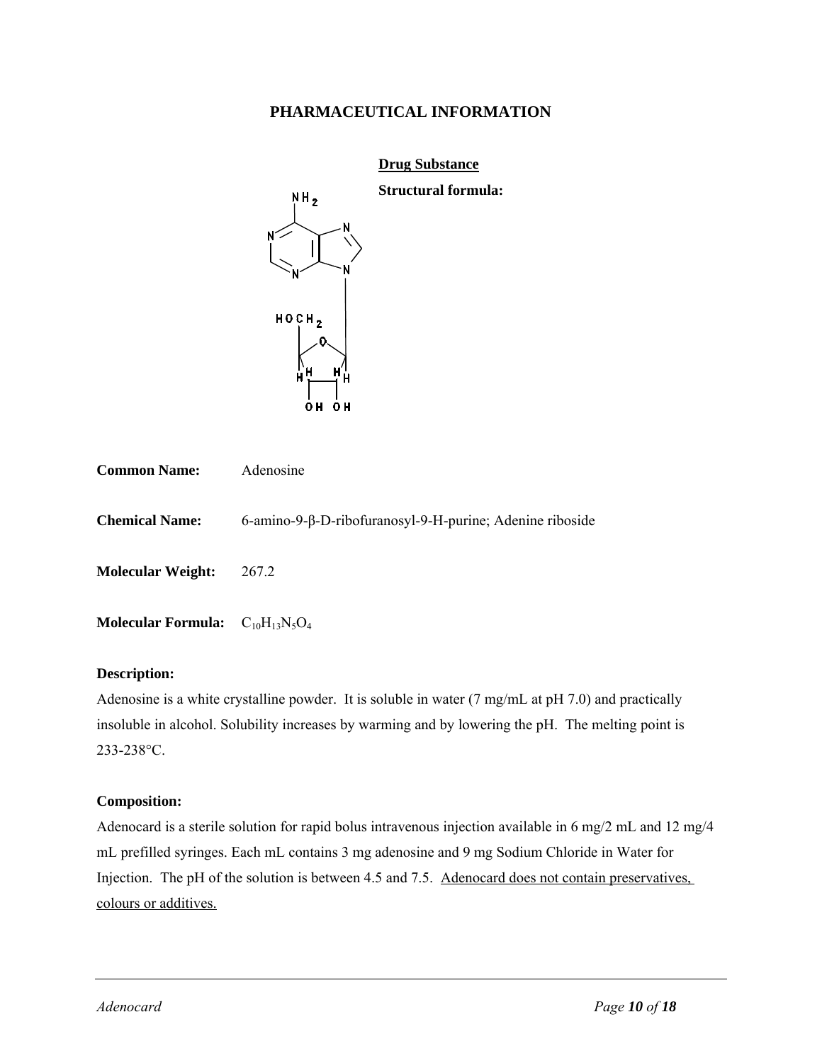# PHARMACEUTICAL INFORMATION

## Drug Substance

**Structural formula:**

**Common Name:** Adenosine

**Chemical Name:** 6-amino-9-β-D-ribofuranosyl-9-H-purine; Adenine riboside

**Molecular Weight:** 267.2

**Molecular Formula:** $C_{10}H_{13}N_5O_4$

**Description:**

Adenosine is a white crystalline powder. It is soluble in water (7 mg/mL at pH 7.0) and practically insoluble in alcohol. Solubility increases by warming and by lowering the pH. The melting point is 233-238°C.

**Composition:**

Adenocard is a sterile solution for rapid bolus intravenous injection available in 6 mg/2 mL and 12 mg/4 mL prefilled syringes. Each mL contains 3 mg adenosine and 9 mg Sodium Chloride in Water for Injection. The pH of the solution is between 4.5 and 7.5. Adenocard does not contain preservatives, colours or additives.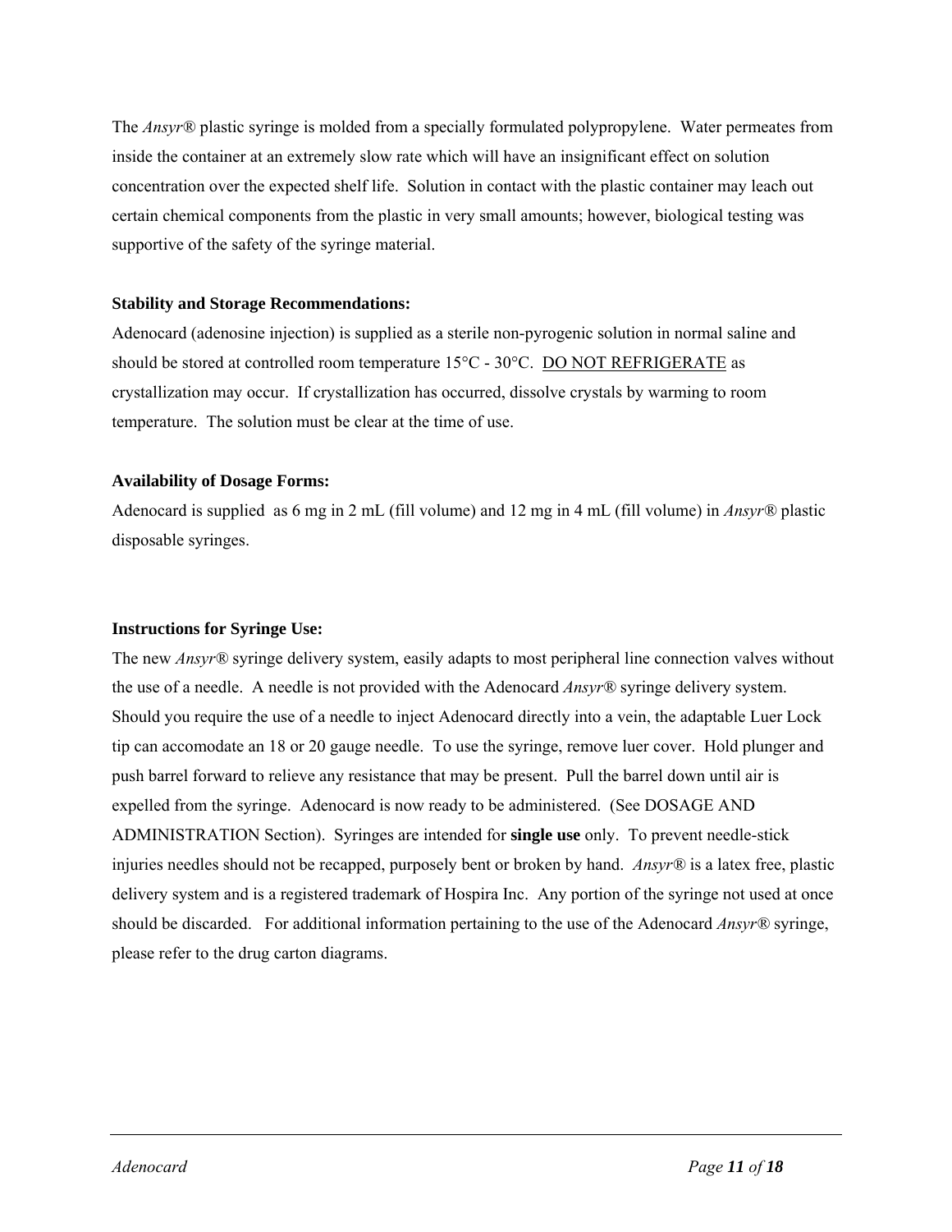The *Ansyr®* plastic syringe is molded from a specially formulated polypropylene. Water permeates from inside the container at an extremely slow rate which will have an insignificant effect on solution concentration over the expected shelf life. Solution in contact with the plastic container may leach out certain chemical components from the plastic in very small amounts; however, biological testing was supportive of the safety of the syringe material.

**Stability and Storage Recommendations:**

Adenocard (adenosine injection) is supplied as a sterile non-pyrogenic solution in normal saline and should be stored at controlled room temperature 15°C - 30°C. <u>DO NOT REFRIGERATE</u> as crystallization may occur. If crystallization has occurred, dissolve crystals by warming to room temperature. The solution must be clear at the time of use.

**Availability of Dosage Forms:**

Adenocard is supplied as 6 mg in 2 mL (fill volume) and 12 mg in 4 mL (fill volume) in *Ansyr®* plastic disposable syringes.

**Instructions for Syringe Use:**

The new *Ansyr®* syringe delivery system, easily adapts to most peripheral line connection valves without the use of a needle. A needle is not provided with the Adenocard *Ansyr®* syringe delivery system. Should you require the use of a needle to inject Adenocard directly into a vein, the adaptable Luer Lock tip can accomodate an 18 or 20 gauge needle. To use the syringe, remove luer cover. Hold plunger and push barrel forward to relieve any resistance that may be present. Pull the barrel down until air is expelled from the syringe. Adenocard is now ready to be administered. (See DOSAGE AND ADMINISTRATION Section). Syringes are intended for **single use** only. To prevent needle-stick injuries needles should not be recapped, purposely bent or broken by hand. *Ansyr®* is a latex free, plastic delivery system and is a registered trademark of Hospira Inc. Any portion of the syringe not used at once should be discarded. For additional information pertaining to the use of the Adenocard *Ansyr®* syringe, please refer to the drug carton diagrams.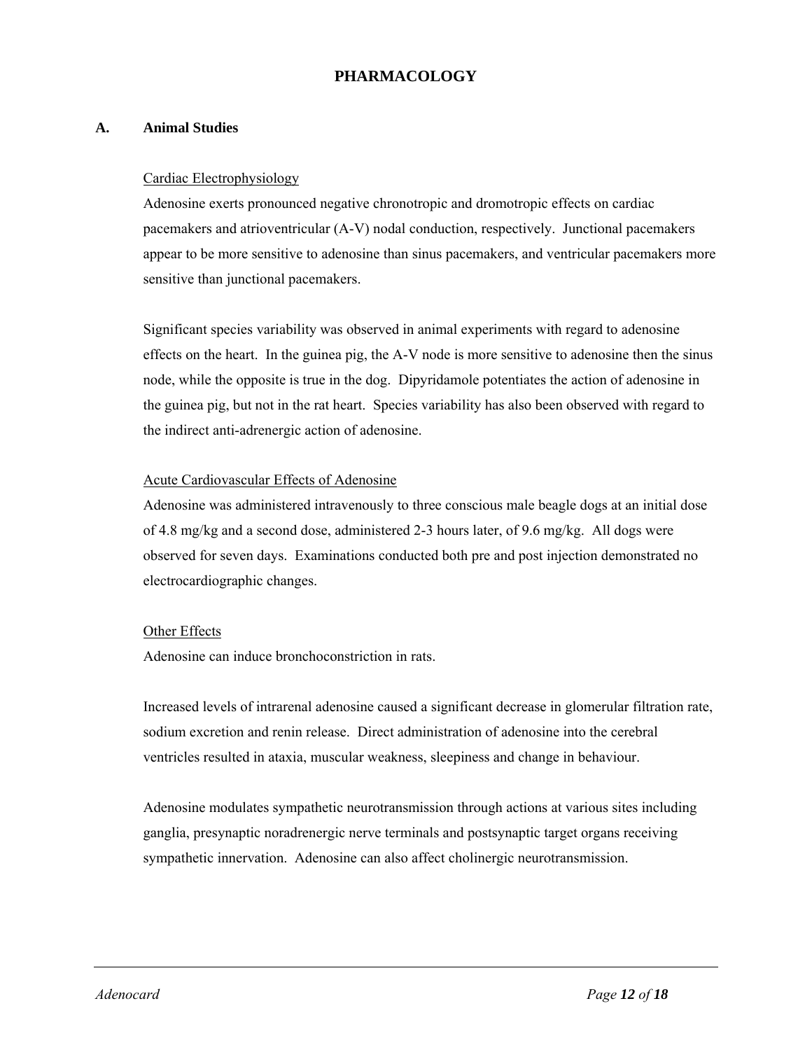# PHARMACOLOGY

## A. Animal Studies

Cardiac Electrophysiology

Adenosine exerts pronounced negative chronotropic and dromotropic effects on cardiac pacemakers and atrioventricular (A-V) nodal conduction, respectively. Junctional pacemakers appear to be more sensitive to adenosine than sinus pacemakers, and ventricular pacemakers more sensitive than junctional pacemakers.

Significant species variability was observed in animal experiments with regard to adenosine effects on the heart. In the guinea pig, the A-V node is more sensitive to adenosine then the sinus node, while the opposite is true in the dog. Dipyridamole potentiates the action of adenosine in the guinea pig, but not in the rat heart. Species variability has also been observed with regard to the indirect anti-adrenergic action of adenosine.

Acute Cardiovascular Effects of Adenosine

Adenosine was administered intravenously to three conscious male beagle dogs at an initial dose of 4.8 mg/kg and a second dose, administered 2-3 hours later, of 9.6 mg/kg. All dogs were observed for seven days. Examinations conducted both pre and post injection demonstrated no electrocardiographic changes.

Other Effects

Adenosine can induce bronchoconstriction in rats.

Increased levels of intrarenal adenosine caused a significant decrease in glomerular filtration rate, sodium excretion and renin release. Direct administration of adenosine into the cerebral ventricles resulted in ataxia, muscular weakness, sleepiness and change in behaviour.

Adenosine modulates sympathetic neurotransmission through actions at various sites including ganglia, presynaptic noradrenergic nerve terminals and postsynaptic target organs receiving sympathetic innervation. Adenosine can also affect cholinergic neurotransmission.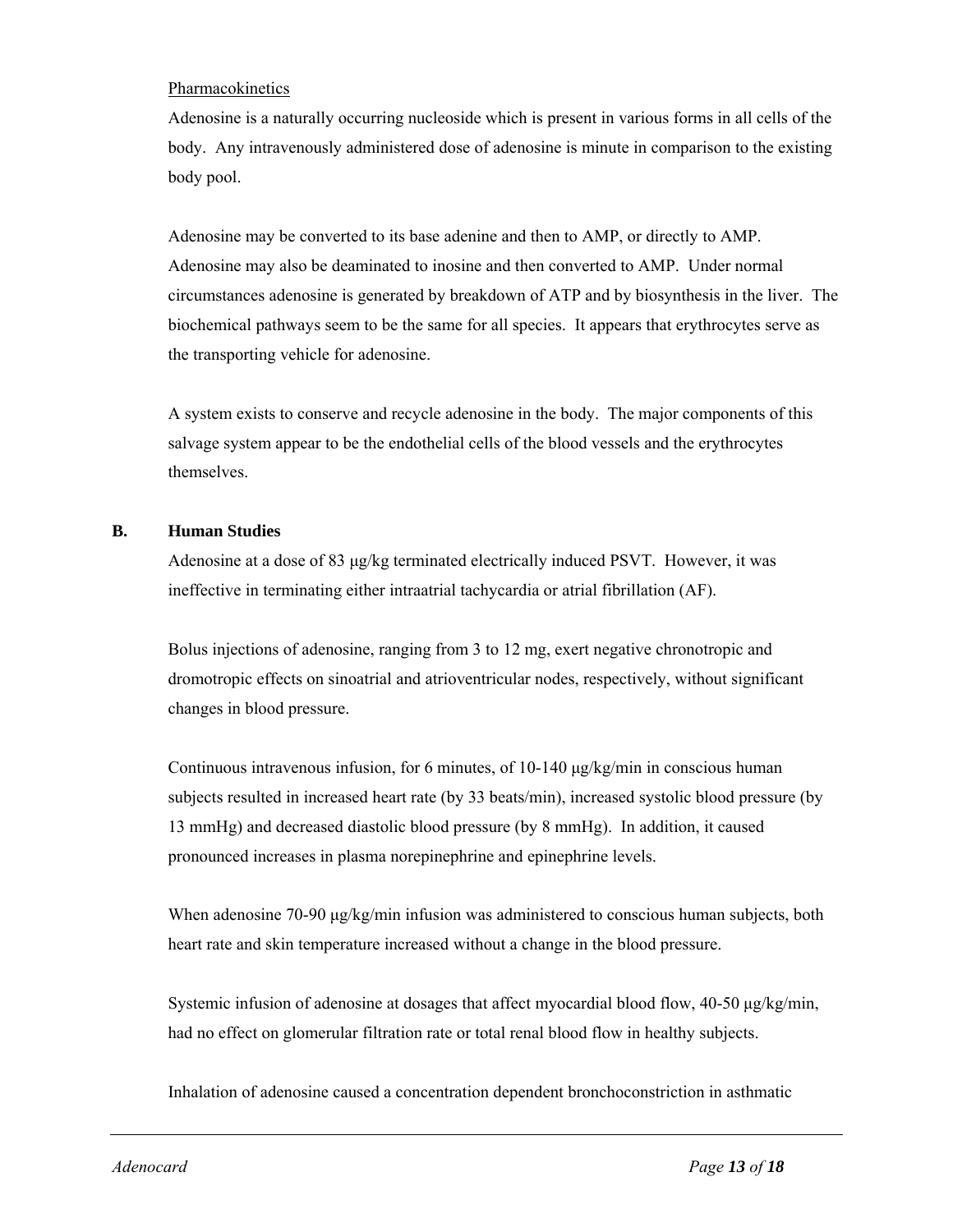Pharmacokinetics

Adenosine is a naturally occurring nucleoside which is present in various forms in all cells of the body. Any intravenously administered dose of adenosine is minute in comparison to the existing body pool.

Adenosine may be converted to its base adenine and then to AMP, or directly to AMP. Adenosine may also be deaminated to inosine and then converted to AMP. Under normal circumstances adenosine is generated by breakdown of ATP and by biosynthesis in the liver. The biochemical pathways seem to be the same for all species. It appears that erythrocytes serve as the transporting vehicle for adenosine.

A system exists to conserve and recycle adenosine in the body. The major components of this salvage system appear to be the endothelial cells of the blood vessels and the erythrocytes themselves.

## B. Human Studies

Adenosine at a dose of 83 μg/kg terminated electrically induced PSVT. However, it was ineffective in terminating either intraatrial tachycardia or atrial fibrillation (AF).

Bolus injections of adenosine, ranging from 3 to 12 mg, exert negative chronotropic and dromotropic effects on sinoatrial and atrioventricular nodes, respectively, without significant changes in blood pressure.

Continuous intravenous infusion, for 6 minutes, of 10-140 μg/kg/min in conscious human subjects resulted in increased heart rate (by 33 beats/min), increased systolic blood pressure (by 13 mmHg) and decreased diastolic blood pressure (by 8 mmHg). In addition, it caused pronounced increases in plasma norepinephrine and epinephrine levels.

When adenosine 70-90 μg/kg/min infusion was administered to conscious human subjects, both heart rate and skin temperature increased without a change in the blood pressure.

Systemic infusion of adenosine at dosages that affect myocardial blood flow, 40-50 μg/kg/min, had no effect on glomerular filtration rate or total renal blood flow in healthy subjects.

Inhalation of adenosine caused a concentration dependent bronchoconstriction in asthmatic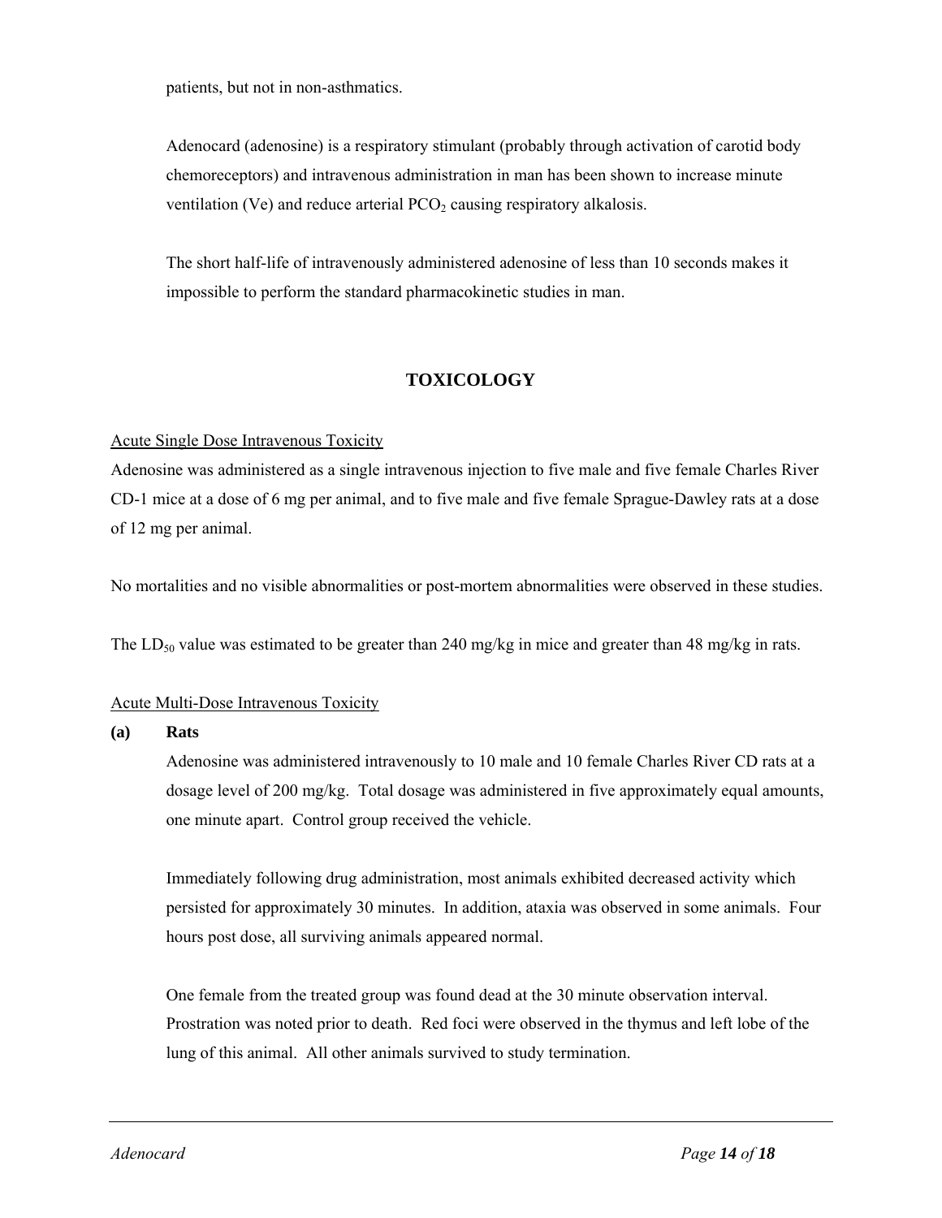patients, but not in non-asthmatics.

Adenocard (adenosine) is a respiratory stimulant (probably through activation of carotid body chemoreceptors) and intravenous administration in man has been shown to increase minute ventilation (Ve) and reduce arterial $PCO_2$ causing respiratory alkalosis.

The short half-life of intravenously administered adenosine of less than 10 seconds makes it impossible to perform the standard pharmacokinetic studies in man.

## TOXICOLOGY

Acute Single Dose Intravenous Toxicity

Adenosine was administered as a single intravenous injection to five male and five female Charles River CD-1 mice at a dose of 6 mg per animal, and to five male and five female Sprague-Dawley rats at a dose of 12 mg per animal.

No mortalities and no visible abnormalities or post-mortem abnormalities were observed in these studies.

The $LD_{50}$ value was estimated to be greater than 240 mg/kg in mice and greater than 48 mg/kg in rats.

Acute Multi-Dose Intravenous Toxicity

**(a) Rats**

Adenosine was administered intravenously to 10 male and 10 female Charles River CD rats at a dosage level of 200 mg/kg. Total dosage was administered in five approximately equal amounts, one minute apart. Control group received the vehicle.

Immediately following drug administration, most animals exhibited decreased activity which persisted for approximately 30 minutes. In addition, ataxia was observed in some animals. Four hours post dose, all surviving animals appeared normal.

One female from the treated group was found dead at the 30 minute observation interval. Prostration was noted prior to death. Red foci were observed in the thymus and left lobe of the lung of this animal. All other animals survived to study termination.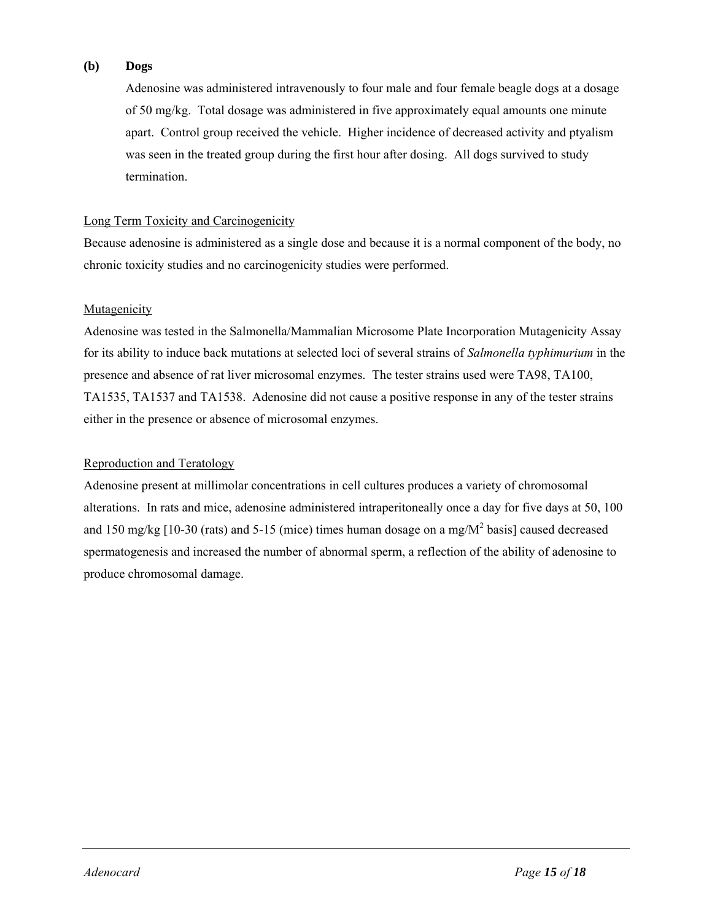**(b) Dogs**

Adenosine was administered intravenously to four male and four female beagle dogs at a dosage of 50 mg/kg. Total dosage was administered in five approximately equal amounts one minute apart. Control group received the vehicle. Higher incidence of decreased activity and ptyalism was seen in the treated group during the first hour after dosing. All dogs survived to study termination.

<u>Long Term Toxicity and Carcinogenicity</u>

Because adenosine is administered as a single dose and because it is a normal component of the body, no chronic toxicity studies and no carcinogenicity studies were performed.

<u>Mutagenicity</u>

Adenosine was tested in the Salmonella/Mammalian Microsome Plate Incorporation Mutagenicity Assay for its ability to induce back mutations at selected loci of several strains of *Salmonella typhimurium* in the presence and absence of rat liver microsomal enzymes. The tester strains used were TA98, TA100, TA1535, TA1537 and TA1538. Adenosine did not cause a positive response in any of the tester strains either in the presence or absence of microsomal enzymes.

<u>Reproduction and Teratology</u>

Adenosine present at millimolar concentrations in cell cultures produces a variety of chromosomal alterations. In rats and mice, adenosine administered intraperitoneally once a day for five days at 50, 100 and 150 mg/kg [10-30 (rats) and 5-15 (mice) times human dosage on a mg/$M^2$ basis] caused decreased spermatogenesis and increased the number of abnormal sperm, a reflection of the ability of adenosine to produce chromosomal damage.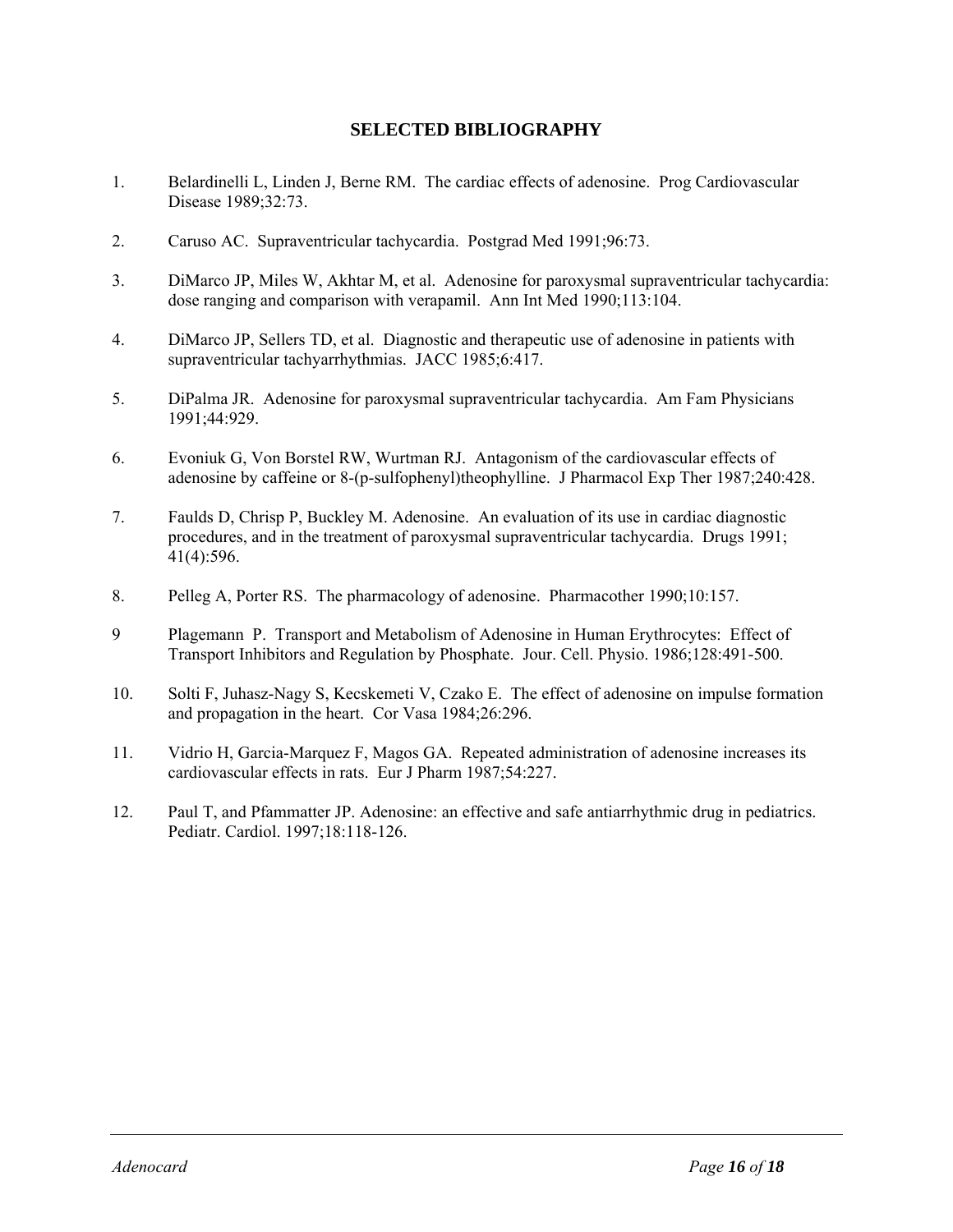## SELECTED BIBLIOGRAPHY

1. Belardinelli L, Linden J, Berne RM. The cardiac effects of adenosine. Prog Cardiovascular Disease 1989;32:73.

2. Caruso AC. Supraventricular tachycardia. Postgrad Med 1991;96:73.

3. DiMarco JP, Miles W, Akhtar M, et al. Adenosine for paroxysmal supraventricular tachycardia: dose ranging and comparison with verapamil. Ann Int Med 1990;113:104.

4. DiMarco JP, Sellers TD, et al. Diagnostic and therapeutic use of adenosine in patients with supraventricular tachyarrhythmias. JACC 1985;6:417.

5. DiPalma JR. Adenosine for paroxysmal supraventricular tachycardia. Am Fam Physicians 1991;44:929.

6. Evoniuk G, Von Borstel RW, Wurtman RJ. Antagonism of the cardiovascular effects of adenosine by caffeine or 8-(p-sulfophenyl)theophylline. J Pharmacol Exp Ther 1987;240:428.

7. Faulds D, Chrisp P, Buckley M. Adenosine. An evaluation of its use in cardiac diagnostic procedures, and in the treatment of paroxysmal supraventricular tachycardia. Drugs 1991; 41(4):596.

8. Pelleg A, Porter RS. The pharmacology of adenosine. Pharmacother 1990;10:157.

9. Plagemann P. Transport and Metabolism of Adenosine in Human Erythrocytes: Effect of Transport Inhibitors and Regulation by Phosphate. Jour. Cell. Physio. 1986;128:491-500.

10. Solti F, Juhasz-Nagy S, Kecskemeti V, Czako E. The effect of adenosine on impulse formation and propagation in the heart. Cor Vasa 1984;26:296.

11. Vidrio H, Garcia-Marquez F, Magos GA. Repeated administration of adenosine increases its cardiovascular effects in rats. Eur J Pharm 1987;54:227.

12. Paul T, and Pfammatter JP. Adenosine: an effective and safe antiarrhythmic drug in pediatrics. Pediatr. Cardiol. 1997;18:118-126.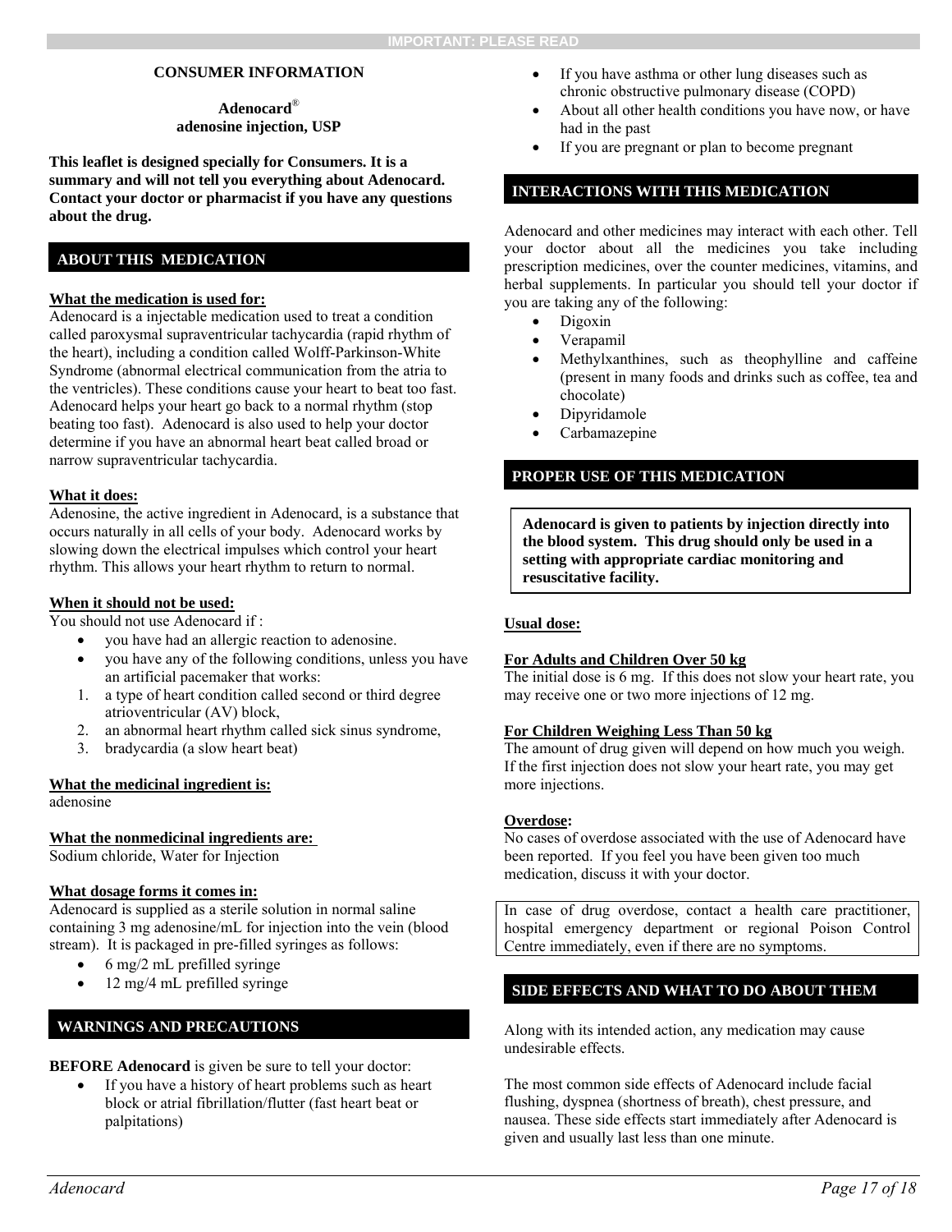**IMPORTANT: PLEASE READ**

**CONSUMER INFORMATION**

**Adenocard®**
**adenosine injection, USP**

**This leaflet is designed specially for Consumers. It is a summary and will not tell you everything about Adenocard. Contact your doctor or pharmacist if you have any questions about the drug.**

## ABOUT THIS MEDICATION

**What the medication is used for:**
Adenocard is a injectable medication used to treat a condition called paroxysmal supraventricular tachycardia (rapid rhythm of the heart), including a condition called Wolff-Parkinson-White Syndrome (abnormal electrical communication from the atria to the ventricles). These conditions cause your heart to beat too fast. Adenocard helps your heart go back to a normal rhythm (stop beating too fast). Adenocard is also used to help your doctor determine if you have an abnormal heart beat called broad or narrow supraventricular tachycardia.

**What it does:**
Adenosine, the active ingredient in Adenocard, is a substance that occurs naturally in all cells of your body. Adenocard works by slowing down the electrical impulses which control your heart rhythm. This allows your heart rhythm to return to normal.

**When it should not be used:**
You should not use Adenocard if :

- you have had an allergic reaction to adenosine.
- you have any of the following conditions, unless you have an artificial pacemaker that works:

1. a type of heart condition called second or third degree atrioventricular (AV) block,
2. an abnormal heart rhythm called sick sinus syndrome,
3. bradycardia (a slow heart beat)

**What the medicinal ingredient is:**
adenosine

**What the nonmedicinal ingredients are:**
Sodium chloride, Water for Injection

**What dosage forms it comes in:**
Adenocard is supplied as a sterile solution in normal saline containing 3 mg adenosine/mL for injection into the vein (blood stream). It is packaged in pre-filled syringes as follows:

- 6 mg/2 mL prefilled syringe
- 12 mg/4 mL prefilled syringe

## WARNINGS AND PRECAUTIONS

**BEFORE Adenocard** is given be sure to tell your doctor:

- If you have a history of heart problems such as heart block or atrial fibrillation/flutter (fast heart beat or palpitations)
- If you have asthma or other lung diseases such as chronic obstructive pulmonary disease (COPD)
- About all other health conditions you have now, or have had in the past
- If you are pregnant or plan to become pregnant

## INTERACTIONS WITH THIS MEDICATION

Adenocard and other medicines may interact with each other. Tell your doctor about all the medicines you take including prescription medicines, over the counter medicines, vitamins, and herbal supplements. In particular you should tell your doctor if you are taking any of the following:

- Digoxin
- Verapamil
- Methylxanthines, such as theophylline and caffeine (present in many foods and drinks such as coffee, tea and chocolate)
- Dipyridamole
- Carbamazepine

## PROPER USE OF THIS MEDICATION

**Adenocard is given to patients by injection directly into the blood system. This drug should only be used in a setting with appropriate cardiac monitoring and resuscitative facility.**

**Usual dose:**

**For Adults and Children Over 50 kg**
The initial dose is 6 mg. If this does not slow your heart rate, you may receive one or two more injections of 12 mg.

**For Children Weighing Less Than 50 kg**
The amount of drug given will depend on how much you weigh. If the first injection does not slow your heart rate, you may get more injections.

**Overdose:**
No cases of overdose associated with the use of Adenocard have been reported. If you feel you have been given too much medication, discuss it with your doctor.

In case of drug overdose, contact a health care practitioner, hospital emergency department or regional Poison Control Centre immediately, even if there are no symptoms.

## SIDE EFFECTS AND WHAT TO DO ABOUT THEM

Along with its intended action, any medication may cause undesirable effects.

The most common side effects of Adenocard include facial flushing, dyspnea (shortness of breath), chest pressure, and nausea. These side effects start immediately after Adenocard is given and usually last less than one minute.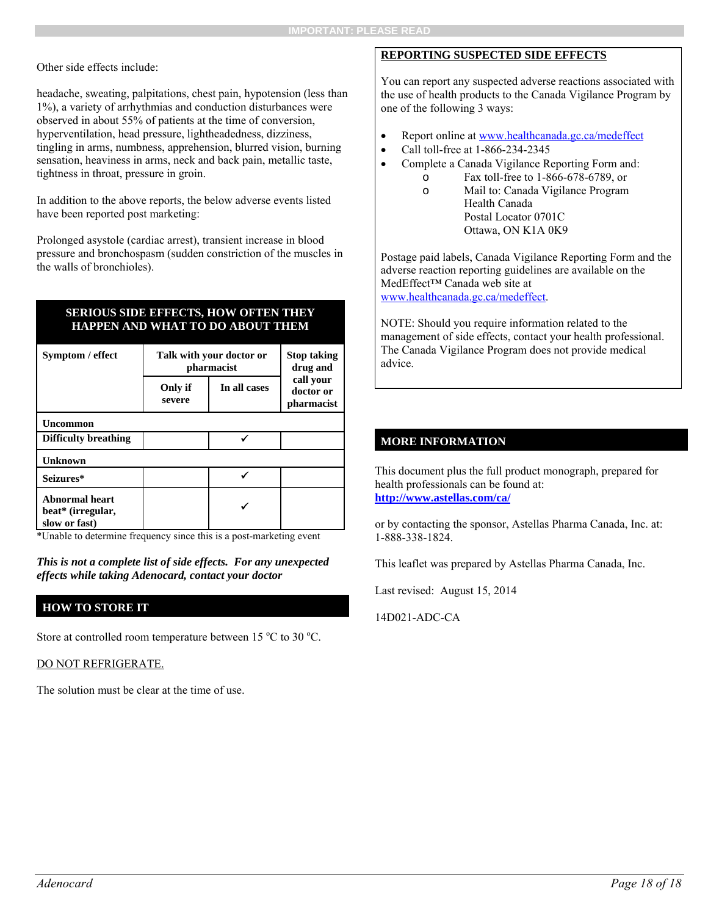Other side effects include:

headache, sweating, palpitations, chest pain, hypotension (less than 1%), a variety of arrhythmias and conduction disturbances were observed in about 55% of patients at the time of conversion, hyperventilation, head pressure, lightheadedness, dizziness, tingling in arms, numbness, apprehension, blurred vision, burning sensation, heaviness in arms, neck and back pain, metallic taste, tightness in throat, pressure in groin.

In addition to the above reports, the below adverse events listed have been reported post marketing:

Prolonged asystole (cardiac arrest), transient increase in blood pressure and bronchospasm (sudden constriction of the muscles in the walls of bronchioles).

**SERIOUS SIDE EFFECTS, HOW OFTEN THEY HAPPEN AND WHAT TO DO ABOUT THEM**

| Symptom / effect | Talk with your doctor or pharmacist | | Stop taking drug and call your doctor or pharmacist |
|---|---|---|---|
| | Only if severe | In all cases | |
| **Uncommon** | | | |
| **Difficulty breathing** | | ✓ | |
| **Unknown** | | | |
| **Seizures*** | | ✓ | |
| **Abnormal heart beat* (irregular, slow or fast)** | | ✓ | |

*Unable to determine frequency since this is a post-marketing event

***This is not a complete list of side effects. For any unexpected effects while taking Adenocard, contact your doctor***

## HOW TO STORE IT

Store at controlled room temperature between 15 °C to 30 °C.

DO NOT REFRIGERATE.

The solution must be clear at the time of use.

## REPORTING SUSPECTED SIDE EFFECTS

You can report any suspected adverse reactions associated with the use of health products to the Canada Vigilance Program by one of the following 3 ways:

- Report online at www.healthcanada.gc.ca/medeffect
- Call toll-free at 1-866-234-2345
- Complete a Canada Vigilance Reporting Form and:
  - Fax toll-free to 1-866-678-6789, or
  - Mail to: Canada Vigilance Program
    Health Canada
    Postal Locator 0701C
    Ottawa, ON K1A 0K9

Postage paid labels, Canada Vigilance Reporting Form and the adverse reaction reporting guidelines are available on the MedEffect™ Canada web site at www.healthcanada.gc.ca/medeffect.

NOTE: Should you require information related to the management of side effects, contact your health professional. The Canada Vigilance Program does not provide medical advice.

## MORE INFORMATION

This document plus the full product monograph, prepared for health professionals can be found at:
**http://www.astellas.com/ca/**

or by contacting the sponsor, Astellas Pharma Canada, Inc. at: 1-888-338-1824.

This leaflet was prepared by Astellas Pharma Canada, Inc.

Last revised: August 15, 2014

14D021-ADC-CA